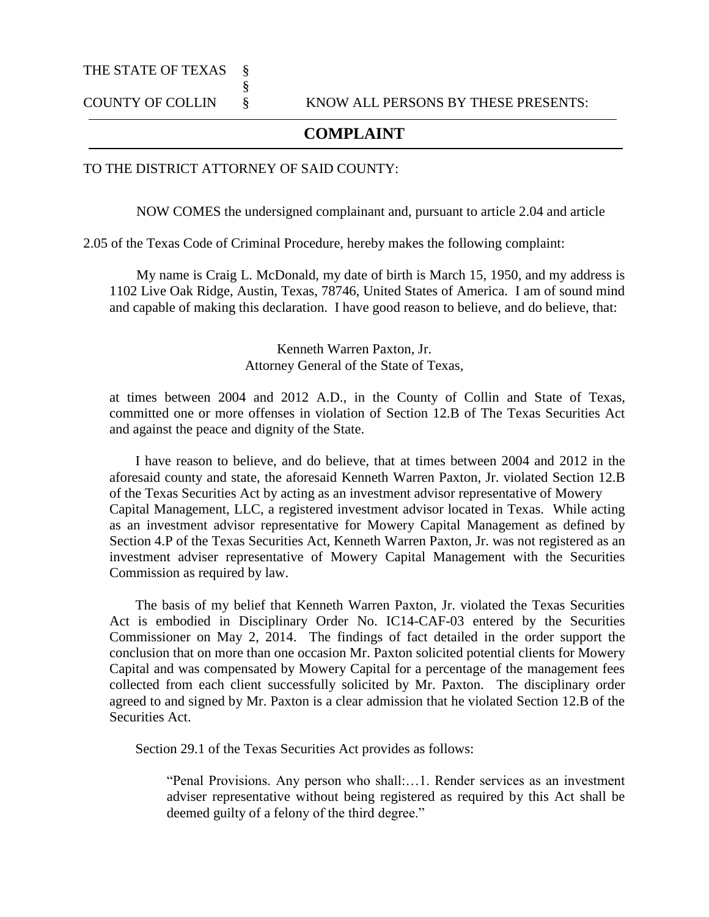THE STATE OF TEXAS §
§
COUNTY OF COLLIN § KNOW ALL PERSONS BY THESE PRESENTS:

## COMPLAINT

TO THE DISTRICT ATTORNEY OF SAID COUNTY:

NOW COMES the undersigned complainant and, pursuant to article 2.04 and article 2.05 of the Texas Code of Criminal Procedure, hereby makes the following complaint:

My name is Craig L. McDonald, my date of birth is March 15, 1950, and my address is 1102 Live Oak Ridge, Austin, Texas, 78746, United States of America. I am of sound mind and capable of making this declaration. I have good reason to believe, and do believe, that:

Kenneth Warren Paxton, Jr.
Attorney General of the State of Texas,

at times between 2004 and 2012 A.D., in the County of Collin and State of Texas, committed one or more offenses in violation of Section 12.B of The Texas Securities Act and against the peace and dignity of the State.

I have reason to believe, and do believe, that at times between 2004 and 2012 in the aforesaid county and state, the aforesaid Kenneth Warren Paxton, Jr. violated Section 12.B of the Texas Securities Act by acting as an investment advisor representative of Mowery Capital Management, LLC, a registered investment advisor located in Texas. While acting as an investment advisor representative for Mowery Capital Management as defined by Section 4.P of the Texas Securities Act, Kenneth Warren Paxton, Jr. was not registered as an investment adviser representative of Mowery Capital Management with the Securities Commission as required by law.

The basis of my belief that Kenneth Warren Paxton, Jr. violated the Texas Securities Act is embodied in Disciplinary Order No. IC14-CAF-03 entered by the Securities Commissioner on May 2, 2014. The findings of fact detailed in the order support the conclusion that on more than one occasion Mr. Paxton solicited potential clients for Mowery Capital and was compensated by Mowery Capital for a percentage of the management fees collected from each client successfully solicited by Mr. Paxton. The disciplinary order agreed to and signed by Mr. Paxton is a clear admission that he violated Section 12.B of the Securities Act.

Section 29.1 of the Texas Securities Act provides as follows:

> "Penal Provisions. Any person who shall:…1. Render services as an investment adviser representative without being registered as required by this Act shall be deemed guilty of a felony of the third degree."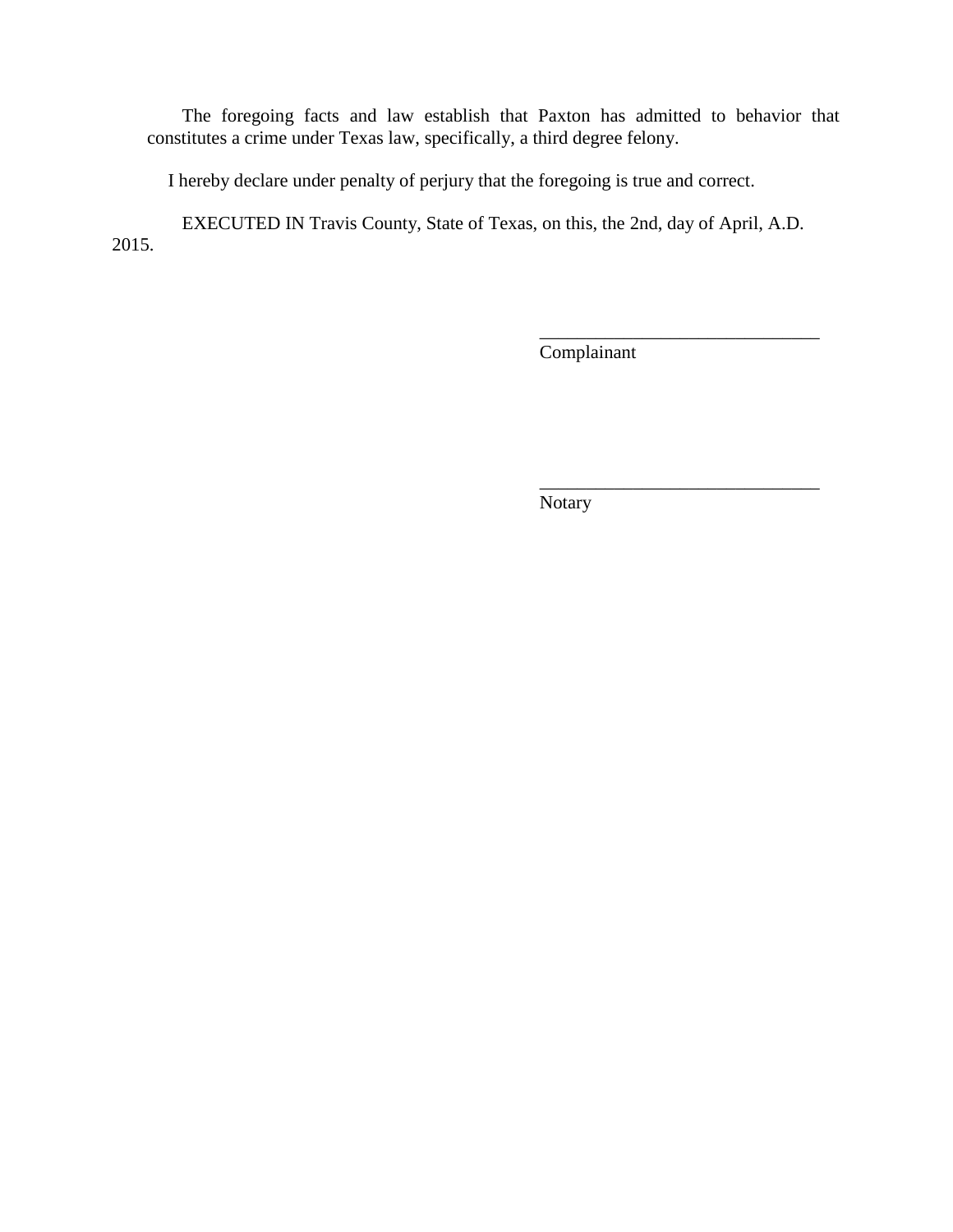The foregoing facts and law establish that Paxton has admitted to behavior that constitutes a crime under Texas law, specifically, a third degree felony.

I hereby declare under penalty of perjury that the foregoing is true and correct.

EXECUTED IN Travis County, State of Texas, on this, the 2nd, day of April, A.D. 2015.

_______________________________
Complainant

_______________________________
Notary